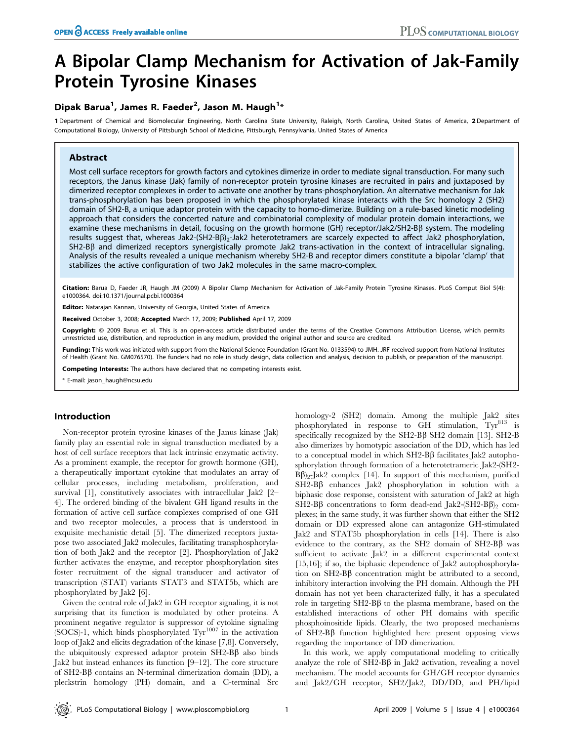# A Bipolar Clamp Mechanism for Activation of Jak-Family Protein Tyrosine Kinases

**Dipak Barua[1], James R. Faeder[2], Jason M. Haugh[1]***

**1** Department of Chemical and Biomolecular Engineering, North Carolina State University, Raleigh, North Carolina, United States of America, **2** Department of Computational Biology, University of Pittsburgh School of Medicine, Pittsburgh, Pennsylvania, United States of America

## Abstract

Most cell surface receptors for growth factors and cytokines dimerize in order to mediate signal transduction. For many such receptors, the Janus kinase (Jak) family of non-receptor protein tyrosine kinases are recruited in pairs and juxtaposed by dimerized receptor complexes in order to activate one another by trans-phosphorylation. An alternative mechanism for Jak trans-phosphorylation has been proposed in which the phosphorylated kinase interacts with the Src homology 2 (SH2) domain of SH2-B, a unique adaptor protein with the capacity to homo-dimerize. Building on a rule-based kinetic modeling approach that considers the concerted nature and combinatorial complexity of modular protein domain interactions, we examine these mechanisms in detail, focusing on the growth hormone (GH) receptor/Jak2/SH2-Bβ system. The modeling results suggest that, whereas Jak2-$(SH2\text{-}B\beta)_2$-Jak2 heterotetramers are scarcely expected to affect Jak2 phosphorylation, SH2-Bβ and dimerized receptors synergistically promote Jak2 trans-activation in the context of intracellular signaling. Analysis of the results revealed a unique mechanism whereby SH2-B and receptor dimers constitute a bipolar 'clamp' that stabilizes the active configuration of two Jak2 molecules in the same macro-complex.

**Citation:** Barua D, Faeder JR, Haugh JM (2009) A Bipolar Clamp Mechanism for Activation of Jak-Family Protein Tyrosine Kinases. PLoS Comput Biol 5(4): e1000364. doi:10.1371/journal.pcbi.1000364

**Editor:** Natarajan Kannan, University of Georgia, United States of America

**Received** October 3, 2008; **Accepted** March 17, 2009; **Published** April 17, 2009

**Copyright:** © 2009 Barua et al. This is an open-access article distributed under the terms of the Creative Commons Attribution License, which permits unrestricted use, distribution, and reproduction in any medium, provided the original author and source are credited.

**Funding:** This work was initiated with support from the National Science Foundation (Grant No. 0133594) to JMH. JRF received support from National Institutes of Health (Grant No. GM076570). The funders had no role in study design, data collection and analysis, decision to publish, or preparation of the manuscript.

**Competing Interests:** The authors have declared that no competing interests exist.

\* E-mail: jason_haugh@ncsu.edu

## Introduction

Non-receptor protein tyrosine kinases of the Janus kinase (Jak) family play an essential role in signal transduction mediated by a host of cell surface receptors that lack intrinsic enzymatic activity. As a prominent example, the receptor for growth hormone (GH), a therapeutically important cytokine that modulates an array of cellular processes, including metabolism, proliferation, and survival [1], constitutively associates with intracellular Jak2 [2–4]. The ordered binding of the bivalent GH ligand results in the formation of active cell surface complexes comprised of one GH and two receptor molecules, a process that is understood in exquisite mechanistic detail [5]. The dimerized receptors juxtapose two associated Jak2 molecules, facilitating transphosphorylation of both Jak2 and the receptor [2]. Phosphorylation of Jak2 further activates the enzyme, and receptor phosphorylation sites foster recruitment of the signal transducer and activator of transcription (STAT) variants STAT3 and STAT5b, which are phosphorylated by Jak2 [6].

Given the central role of Jak2 in GH receptor signaling, it is not surprising that its function is modulated by other proteins. A prominent negative regulator is suppressor of cytokine signaling (SOCS)-1, which binds phosphorylated $Tyr^{1007}$ in the activation loop of Jak2 and elicits degradation of the kinase [7,8]. Conversely, the ubiquitously expressed adaptor protein SH2-Bβ also binds Jak2 but instead enhances its function [9–12]. The core structure of SH2-Bβ contains an N-terminal dimerization domain (DD), a pleckstrin homology (PH) domain, and a C-terminal Src homology-2 (SH2) domain. Among the multiple Jak2 sites phosphorylated in response to GH stimulation, $Tyr^{813}$ is specifically recognized by the SH2-Bβ SH2 domain [13]. SH2-B also dimerizes by homotypic association of the DD, which has led to a conceptual model in which SH2-Bβ facilitates Jak2 autophosphorylation through formation of a heterotetrameric Jak2-(SH2-Bβ)$_2$-Jak2 complex [14]. In support of this mechanism, purified SH2-Bβ enhances Jak2 phosphorylation in solution with a biphasic dose response, consistent with saturation of Jak2 at high SH2-Bβ concentrations to form dead-end Jak2-(SH2-Bβ)$_2$ complexes; in the same study, it was further shown that either the SH2 domain or DD expressed alone can antagonize GH-stimulated Jak2 and STAT5b phosphorylation in cells [14]. There is also evidence to the contrary, as the SH2 domain of SH2-Bβ was sufficient to activate Jak2 in a different experimental context [15,16]; if so, the biphasic dependence of Jak2 autophosphorylation on SH2-Bβ concentration might be attributed to a second, inhibitory interaction involving the PH domain. Although the PH domain has not yet been characterized fully, it has a speculated role in targeting SH2-Bβ to the plasma membrane, based on the established interactions of other PH domains with specific phosphoinositide lipids. Clearly, the two proposed mechanisms of SH2-Bβ function highlighted here present opposing views regarding the importance of DD dimerization.

In this work, we apply computational modeling to critically analyze the role of SH2-Bβ in Jak2 activation, revealing a novel mechanism. The model accounts for GH/GH receptor dynamics and Jak2/GH receptor, SH2/Jak2, DD/DD, and PH/lipid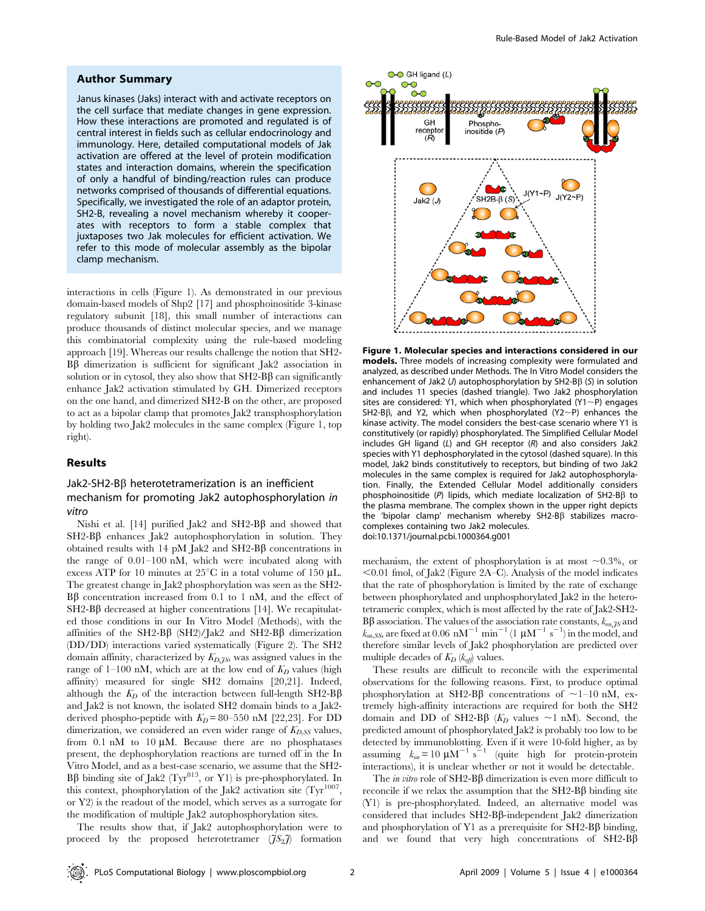## Author Summary

Janus kinases (Jaks) interact with and activate receptors on the cell surface that mediate changes in gene expression. How these interactions are promoted and regulated is of central interest in fields such as cellular endocrinology and immunology. Here, detailed computational models of Jak activation are offered at the level of protein modification states and interaction domains, wherein the specification of only a handful of binding/reaction rules can produce networks comprised of thousands of differential equations. Specifically, we investigated the role of an adaptor protein, SH2-B, revealing a novel mechanism whereby it cooperates with receptors to form a stable complex that juxtaposes two Jak molecules for efficient activation. We refer to this mode of molecular assembly as the bipolar clamp mechanism.

interactions in cells (Figure 1). As demonstrated in our previous domain-based models of Shp2 [17] and phosphoinositide 3-kinase regulatory subunit [18], this small number of interactions can produce thousands of distinct molecular species, and we manage this combinatorial complexity using the rule-based modeling approach [19]. Whereas our results challenge the notion that SH2-Bβ dimerization is sufficient for significant Jak2 association in solution or in cytosol, they also show that SH2-Bβ can significantly enhance Jak2 activation stimulated by GH. Dimerized receptors on the one hand, and dimerized SH2-B on the other, are proposed to act as a bipolar clamp that promotes Jak2 transphosphorylation by holding two Jak2 molecules in the same complex (Figure 1, top right).

GH ligand (L)
GH receptor (R)
Phospho-inositide (P)
Jak2 (J)
SH2B-β (S)
J(Y1~P)
J(Y2~P)

**Figure 1. Molecular species and interactions considered in our models.** Three models of increasing complexity were formulated and analyzed, as described under Methods. The In Vitro Model considers the enhancement of Jak2 (*J*) autophosphorylation by SH2-Bβ (*S*) in solution and includes 11 species (dashed triangle). Two Jak2 phosphorylation sites are considered: Y1, which when phosphorylated (Y1~P) engages SH2-Bβ, and Y2, which when phosphorylated (Y2~P) enhances the kinase activity. The model considers the best-case scenario where Y1 is constitutively (or rapidly) phosphorylated. The Simplified Cellular Model includes GH ligand (*L*) and GH receptor (*R*) and also considers Jak2 species with Y1 dephosphorylated in the cytosol (dashed square). In this model, Jak2 binds constitutively to receptors, but binding of two Jak2 molecules in the same complex is required for Jak2 autophosphorylation. Finally, the Extended Cellular Model additionally considers phosphoinositide (*P*) lipids, which mediate localization of SH2-Bβ to the plasma membrane. The complex shown in the upper right depicts the 'bipolar clamp' mechanism whereby SH2-Bβ stabilizes macrocomplexes containing two Jak2 molecules.
doi:10.1371/journal.pcbi.1000364.g001

## Results

### Jak2-SH2-Bβ heterotetramerization is an inefficient mechanism for promoting Jak2 autophosphorylation *in vitro*

Nishi et al. [14] purified Jak2 and SH2-Bβ and showed that SH2-Bβ enhances Jak2 autophosphorylation in solution. They obtained results with 14 pM Jak2 and SH2-Bβ concentrations in the range of 0.01–100 nM, which were incubated along with excess ATP for 10 minutes at 25°C in a total volume of 150 μL. The greatest change in Jak2 phosphorylation was seen as the SH2-Bβ concentration increased from 0.1 to 1 nM, and the effect of SH2-Bβ decreased at higher concentrations [14]. We recapitulated those conditions in our In Vitro Model (Methods), with the affinities of the SH2-Bβ (SH2)/Jak2 and SH2-Bβ dimerization (DD/DD) interactions varied systematically (Figure 2). The SH2 domain affinity, characterized by $K_{D,JS}$, was assigned values in the range of 1–100 nM, which are at the low end of $K_D$ values (high affinity) measured for single SH2 domains [20,21]. Indeed, although the $K_D$ of the interaction between full-length SH2-Bβ and Jak2 is not known, the isolated SH2 domain binds to a Jak2-derived phospho-peptide with $K_D$ = 80–550 nM [22,23]. For DD dimerization, we considered an even wider range of $K_{D,SS}$ values, from 0.1 nM to 10 μM. Because there are no phosphatases present, the dephosphorylation reactions are turned off in the In Vitro Model, and as a best-case scenario, we assume that the SH2-Bβ binding site of Jak2 (Tyr[813], or Y1) is pre-phosphorylated. In this context, phosphorylation of the Jak2 activation site (Tyr[1007], or Y2) is the readout of the model, which serves as a surrogate for the modification of multiple Jak2 autophosphorylation sites.

The results show that, if Jak2 autophosphorylation were to proceed by the proposed heterotetramer ($JS_2J$) formation mechanism, the extent of phosphorylation is at most ~0.3%, or <0.01 fmol, of Jak2 (Figure 2A–C). Analysis of the model indicates that the rate of phosphorylation is limited by the rate of exchange between phosphorylated and unphosphorylated Jak2 in the heterotetrameric complex, which is most affected by the rate of Jak2-SH2-Bβ association. The values of the association rate constants, $k_{on,JS}$ and $k_{on,SS}$, are fixed at 0.06 $nM^{-1}$ $min^{-1}$ (1 $\mu M^{-1}$ $s^{-1}$) in the model, and therefore similar levels of Jak2 phosphorylation are predicted over multiple decades of $K_D$ ($k_{off}$) values.

These results are difficult to reconcile with the experimental observations for the following reasons. First, to produce optimal phosphorylation at SH2-Bβ concentrations of ~1–10 nM, extremely high-affinity interactions are required for both the SH2 domain and DD of SH2-Bβ ($K_D$ values ~1 nM). Second, the predicted amount of phosphorylated Jak2 is probably too low to be detected by immunoblotting. Even if it were 10-fold higher, as by assuming $k_{on}$ = 10 $\mu M^{-1}$ $s^{-1}$ (quite high for protein-protein interactions), it is unclear whether or not it would be detectable.

The *in vitro* role of SH2-Bβ dimerization is even more difficult to reconcile if we relax the assumption that the SH2-Bβ binding site (Y1) is pre-phosphorylated. Indeed, an alternative model was considered that includes SH2-Bβ-independent Jak2 dimerization and phosphorylation of Y1 as a prerequisite for SH2-Bβ binding, and we found that very high concentrations of SH2-Bβ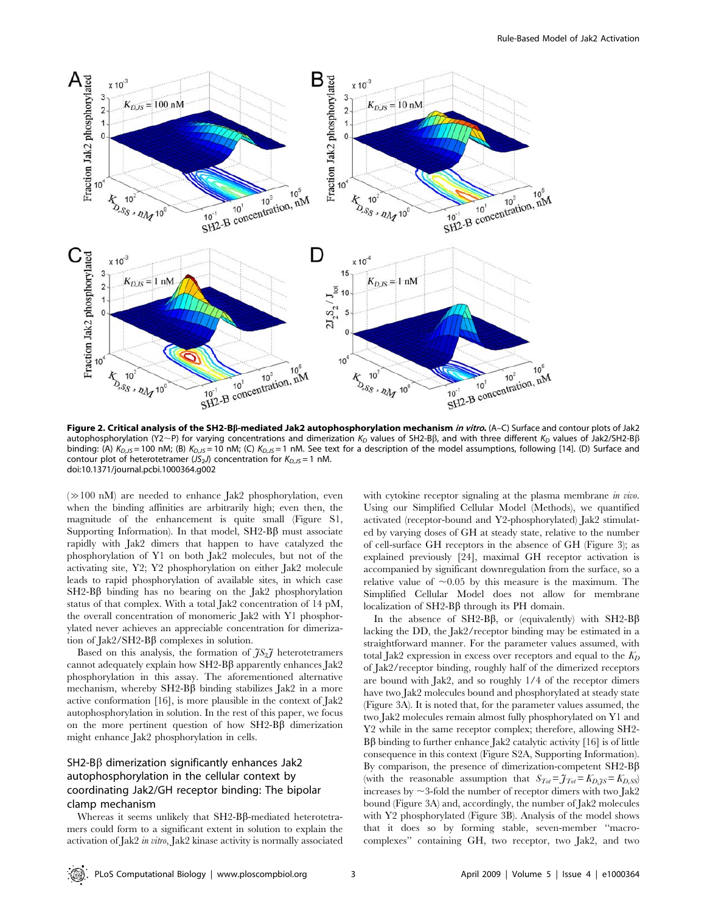A

$\times 10^{-3}$

3
2
1
0

Fraction Jak2 phosphorylated

$K_{D,JS} = 100$ nM

$10^4$
$10^2$
$10^0$
$K_{D,SS}$, nM

$10^{-1}$ $10^1$ $10^3$ $10^5$
SH2-B concentration, nM

B

$\times 10^{-3}$

3
2
1
0

Fraction Jak2 phosphorylated

$K_{D,JS} = 10$ nM

$10^4$
$10^2$
$10^0$
$K_{D,SS}$, nM

$10^{-1}$ $10^1$ $10^3$ $10^5$
SH2-B concentration, nM

C

$\times 10^{-3}$

3
2
1
0

Fraction Jak2 phosphorylated

$K_{D,JS} = 1$ nM

$10^4$
$10^2$
$10^0$
$K_{D,SS}$, nM

$10^{-1}$ $10^1$ $10^3$ $10^5$
SH2-B concentration, nM

D

$\times 10^{-4}$

15
10
5
0

$2J_2S_2 / J_{tot}$

$K_{D,JS} = 1$ nM

$10^4$
$10^2$
$10^0$
$K_{D,SS}$, nM

$10^{-1}$ $10^1$ $10^3$ $10^5$
SH2-B concentration, nM

**Figure 2. Critical analysis of the SH2-Bβ-mediated Jak2 autophosphorylation mechanism *in vitro*.** (A–C) Surface and contour plots of Jak2 autophosphorylation (Y2~P) for varying concentrations and dimerization $K_D$ values of SH2-Bβ, and with three different $K_D$ values of Jak2/SH2-Bβ binding: (A) $K_{D,JS} = 100$ nM; (B) $K_{D,JS} = 10$ nM; (C) $K_{D,JS} = 1$ nM. See text for a description of the model assumptions, following [14]. (D) Surface and contour plot of heterotetramer ($JS_2J$) concentration for $K_{D,JS} = 1$ nM.
doi:10.1371/journal.pcbi.1000364.g002

($\gg$100 nM) are needed to enhance Jak2 phosphorylation, even when the binding affinities are arbitrarily high; even then, the magnitude of the enhancement is quite small (Figure S1, Supporting Information). In that model, SH2-Bβ must associate rapidly with Jak2 dimers that happen to have catalyzed the phosphorylation of Y1 on both Jak2 molecules, but not of the activating site, Y2; Y2 phosphorylation on either Jak2 molecule leads to rapid phosphorylation of available sites, in which case SH2-Bβ binding has no bearing on the Jak2 phosphorylation status of that complex. With a total Jak2 concentration of 14 pM, the overall concentration of monomeric Jak2 with Y1 phosphorylated never achieves an appreciable concentration for dimerization of Jak2/SH2-Bβ complexes in solution.

Based on this analysis, the formation of $\mathcal{J}S_2\mathcal{J}$ heterotetramers cannot adequately explain how SH2-Bβ apparently enhances Jak2 phosphorylation in this assay. The aforementioned alternative mechanism, whereby SH2-Bβ binding stabilizes Jak2 in a more active conformation [16], is more plausible in the context of Jak2 autophosphorylation in solution. In the rest of this paper, we focus on the more pertinent question of how SH2-Bβ dimerization might enhance Jak2 phosphorylation in cells.

## SH2-Bβ dimerization significantly enhances Jak2 autophosphorylation in the cellular context by coordinating Jak2/GH receptor binding: The bipolar clamp mechanism

Whereas it seems unlikely that SH2-Bβ-mediated heterotetramers could form to a significant extent in solution to explain the activation of Jak2 *in vitro*, Jak2 kinase activity is normally associated with cytokine receptor signaling at the plasma membrane *in vivo*. Using our Simplified Cellular Model (Methods), we quantified activated (receptor-bound and Y2-phosphorylated) Jak2 stimulated by varying doses of GH at steady state, relative to the number of cell-surface GH receptors in the absence of GH (Figure 3); as explained previously [24], maximal GH receptor activation is accompanied by significant downregulation from the surface, so a relative value of ~0.05 by this measure is the maximum. The Simplified Cellular Model does not allow for membrane localization of SH2-Bβ through its PH domain.

In the absence of SH2-Bβ, or (equivalently) with SH2-Bβ lacking the DD, the Jak2/receptor binding may be estimated in a straightforward manner. For the parameter values assumed, with total Jak2 expression in excess over receptors and equal to the $K_D$ of Jak2/receptor binding, roughly half of the dimerized receptors are bound with Jak2, and so roughly 1/4 of the receptor dimers have two Jak2 molecules bound and phosphorylated at steady state (Figure 3A). It is noted that, for the parameter values assumed, the two Jak2 molecules remain almost fully phosphorylated on Y1 and Y2 while in the same receptor complex; therefore, allowing SH2-Bβ binding to further enhance Jak2 catalytic activity [16] is of little consequence in this context (Figure S2A, Supporting Information). By comparison, the presence of dimerization-competent SH2-Bβ (with the reasonable assumption that $S_{Tot} = \mathcal{J}_{Tot} = K_{D,\mathcal{J}S} = K_{D,SS}$) increases by ~3-fold the number of receptor dimers with two Jak2 bound (Figure 3A) and, accordingly, the number of Jak2 molecules with Y2 phosphorylated (Figure 3B). Analysis of the model shows that it does so by forming stable, seven-member "macrocomplexes" containing GH, two receptor, two Jak2, and two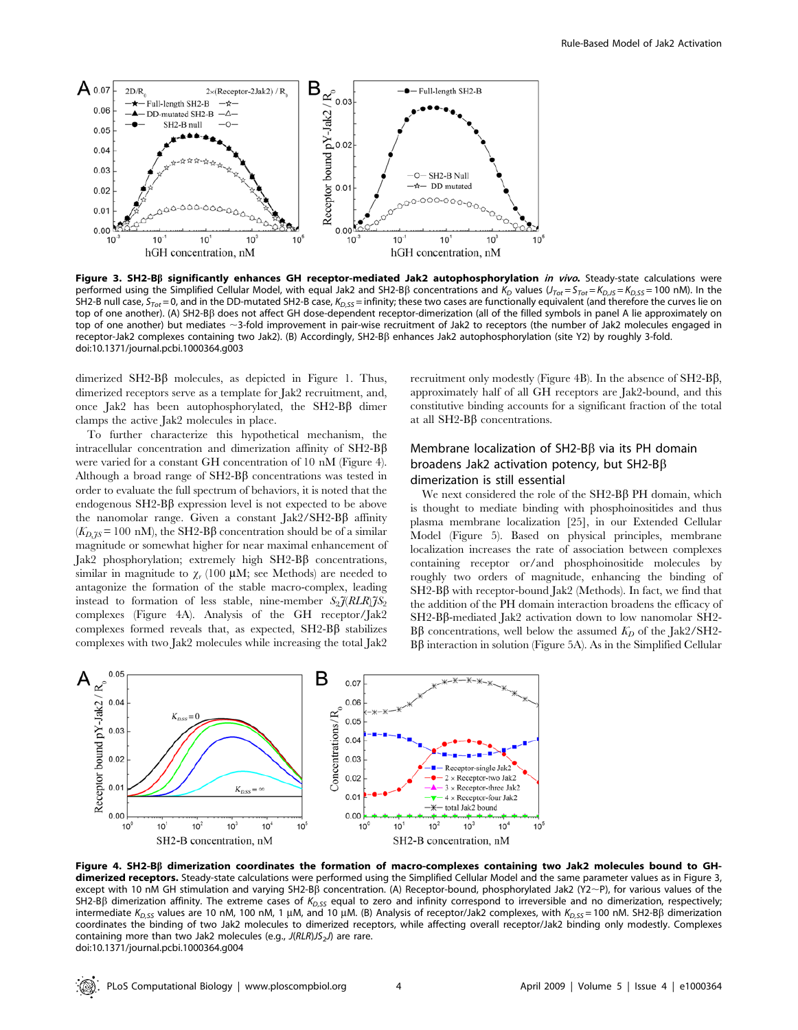A

0.07

0.06

0.05

0.04

0.03

0.02

0.01

0.00

$2D/R_0$

$2\times$(Receptor-2Jak2) / $R_0$

Full-length SH2-B

DD-mutated SH2-B

SH2-B null

$10^{-3}$ $10^{-1}$ $10^{1}$ $10^{3}$ $10^{5}$

hGH concentration, nM

B

Receptor bound pY-Jak2 / $R_0$

0.03

0.02

0.01

0.00

Full-length SH2-B

SH2-B Null

DD mutated

$10^{-3}$ $10^{-1}$ $10^{1}$ $10^{3}$ $10^{5}$

hGH concentration, nM

**Figure 3. SH2-Bβ significantly enhances GH receptor-mediated Jak2 autophosphorylation *in vivo*.** Steady-state calculations were performed using the Simplified Cellular Model, with equal Jak2 and SH2-Bβ concentrations and $K_D$ values ($J_{Tot} = S_{Tot} = K_{D,JS} = K_{D,SS} = 100$ nM). In the SH2-B null case, $S_{Tot} = 0$, and in the DD-mutated SH2-B case, $K_{D,SS}$ = infinity; these two cases are functionally equivalent (and therefore the curves lie on top of one another). (A) SH2-Bβ does not affect GH dose-dependent receptor-dimerization (all of the filled symbols in panel A lie approximately on top of one another) but mediates ~3-fold improvement in pair-wise recruitment of Jak2 to receptors (the number of Jak2 molecules engaged in receptor-Jak2 complexes containing two Jak2). (B) Accordingly, SH2-Bβ enhances Jak2 autophosphorylation (site Y2) by roughly 3-fold.
doi:10.1371/journal.pcbi.1000364.g003

dimerized SH2-Bβ molecules, as depicted in Figure 1. Thus, dimerized receptors serve as a template for Jak2 recruitment, and, once Jak2 has been autophosphorylated, the SH2-Bβ dimer clamps the active Jak2 molecules in place.

To further characterize this hypothetical mechanism, the intracellular concentration and dimerization affinity of SH2-Bβ were varied for a constant GH concentration of 10 nM (Figure 4). Although a broad range of SH2-Bβ concentrations was tested in order to evaluate the full spectrum of behaviors, it is noted that the endogenous SH2-Bβ expression level is not expected to be above the nanomolar range. Given a constant Jak2/SH2-Bβ affinity ($K_{D,JS}$ = 100 nM), the SH2-Bβ concentration should be of a similar magnitude or somewhat higher for near maximal enhancement of Jak2 phosphorylation; extremely high SH2-Bβ concentrations, similar in magnitude to $\chi_r$ (100 μM; see Methods) are needed to antagonize the formation of the stable macro-complex, leading instead to formation of less stable, nine-member $S_2J(RLR)JS_2$ complexes (Figure 4A). Analysis of the GH receptor/Jak2 complexes formed reveals that, as expected, SH2-Bβ stabilizes complexes with two Jak2 molecules while increasing the total Jak2 recruitment only modestly (Figure 4B). In the absence of SH2-Bβ, approximately half of all GH receptors are Jak2-bound, and this constitutive binding accounts for a significant fraction of the total at all SH2-Bβ concentrations.

## Membrane localization of SH2-Bβ via its PH domain broadens Jak2 activation potency, but SH2-Bβ dimerization is still essential

We next considered the role of the SH2-Bβ PH domain, which is thought to mediate binding with phosphoinositides and thus plasma membrane localization [25], in our Extended Cellular Model (Figure 5). Based on physical principles, membrane localization increases the rate of association between complexes containing receptor or/and phosphoinositide molecules by roughly two orders of magnitude, enhancing the binding of SH2-Bβ with receptor-bound Jak2 (Methods). In fact, we find that the addition of the PH domain interaction broadens the efficacy of SH2-Bβ-mediated Jak2 activation down to low nanomolar SH2-Bβ concentrations, well below the assumed $K_D$ of the Jak2/SH2-Bβ interaction in solution (Figure 5A). As in the Simplified Cellular

A

Receptor bound pY-Jak2 / $R_0$

0.05

0.04

0.03

0.02

0.01

0.00

$K_{D,SS}=0$

$K_{D,SS}=\infty$

$10^{0}$ $10^{1}$ $10^{2}$ $10^{3}$ $10^{4}$ $10^{5}$

SH2-B concentration, nM

B

Concentrations/$R_0$

0.07

0.06

0.05

0.04

0.03

0.02

0.01

0.00

Receptor-single Jak2

2 × Receptor-two Jak2

3 × Receptor-three Jak2

4 × Receptor-four Jak2

total Jak2 bound

$10^{0}$ $10^{1}$ $10^{2}$ $10^{3}$ $10^{4}$ $10^{5}$

SH2-B concentration, nM

**Figure 4. SH2-Bβ dimerization coordinates the formation of macro-complexes containing two Jak2 molecules bound to GH-dimerized receptors.** Steady-state calculations were performed using the Simplified Cellular Model and the same parameter values as in Figure 3, except with 10 nM GH stimulation and varying SH2-Bβ concentration. (A) Receptor-bound, phosphorylated Jak2 (Y2~P), for various values of the SH2-Bβ dimerization affinity. The extreme cases of $K_{D,SS}$ equal to zero and infinity correspond to irreversible and no dimerization, respectively; intermediate $K_{D,SS}$ values are 10 nM, 100 nM, 1 μM, and 10 μM. (B) Analysis of receptor/Jak2 complexes, with $K_{D,SS}$ = 100 nM. SH2-Bβ dimerization coordinates the binding of two Jak2 molecules to dimerized receptors, while affecting overall receptor/Jak2 binding only modestly. Complexes containing more than two Jak2 molecules (e.g., $J(RLR)JS_2J$) are rare.
doi:10.1371/journal.pcbi.1000364.g004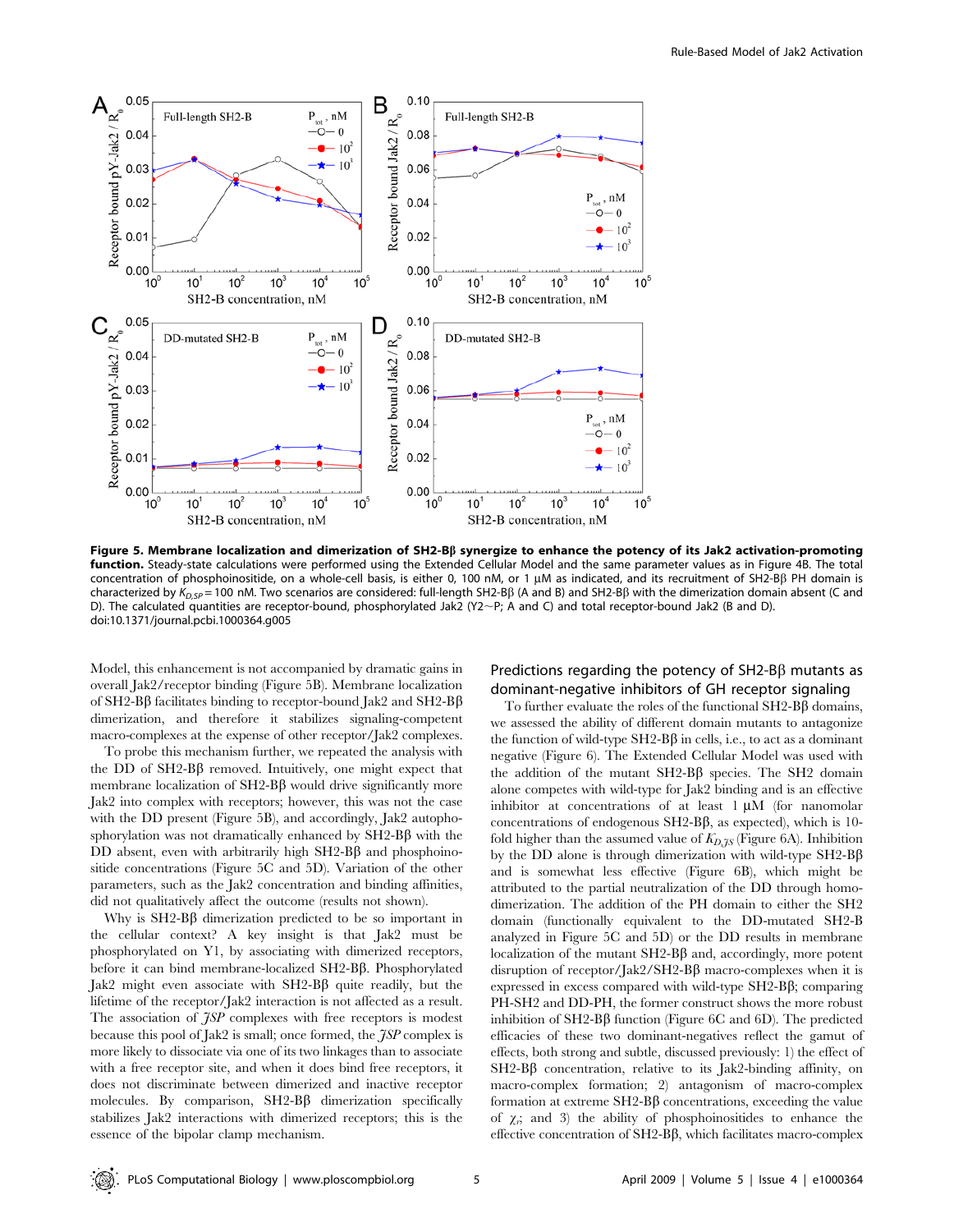A

Full-length SH2-B

$P_{tot}$, nM

0

$10^2$

$10^3$

Receptor bound pY-Jak2 / $R_0$

0.05
0.04
0.03
0.02
0.01
0.00

$10^0$ $10^1$ $10^2$ $10^3$ $10^4$ $10^5$

SH2-B concentration, nM

B

Full-length SH2-B

$P_{tot}$, nM

0

$10^2$

$10^3$

Receptor bound Jak2 / $R_0$

0.10
0.08
0.06
0.04
0.02
0.00

$10^0$ $10^1$ $10^2$ $10^3$ $10^4$ $10^5$

SH2-B concentration, nM

C

DD-mutated SH2-B

$P_{tot}$, nM

0

$10^2$

$10^3$

Receptor bound pY-Jak2 / $R_0$

0.05
0.04
0.03
0.02
0.01
0.00

$10^0$ $10^1$ $10^2$ $10^3$ $10^4$ $10^5$

SH2-B concentration, nM

D

DD-mutated SH2-B

$P_{tot}$, nM

0

$10^2$

$10^3$

Receptor bound Jak2 / $R_0$

0.10
0.08
0.06
0.04
0.02
0.00

$10^0$ $10^1$ $10^2$ $10^3$ $10^4$ $10^5$

SH2-B concentration, nM

**Figure 5. Membrane localization and dimerization of SH2-Bβ synergize to enhance the potency of its Jak2 activation-promoting function.** Steady-state calculations were performed using the Extended Cellular Model and the same parameter values as in Figure 4B. The total concentration of phosphoinositide, on a whole-cell basis, is either 0, 100 nM, or 1 µM as indicated, and its recruitment of SH2-Bβ PH domain is characterized by $K_{D,SP}$ = 100 nM. Two scenarios are considered: full-length SH2-Bβ (A and B) and SH2-Bβ with the dimerization domain absent (C and D). The calculated quantities are receptor-bound, phosphorylated Jak2 (Y2~P; A and C) and total receptor-bound Jak2 (B and D).
doi:10.1371/journal.pcbi.1000364.g005

Model, this enhancement is not accompanied by dramatic gains in overall Jak2/receptor binding (Figure 5B). Membrane localization of SH2-Bβ facilitates binding to receptor-bound Jak2 and SH2-Bβ dimerization, and therefore it stabilizes signaling-competent macro-complexes at the expense of other receptor/Jak2 complexes.

To probe this mechanism further, we repeated the analysis with the DD of SH2-Bβ removed. Intuitively, one might expect that membrane localization of SH2-Bβ would drive significantly more Jak2 into complex with receptors; however, this was not the case with the DD present (Figure 5B), and accordingly, Jak2 autophosphorylation was not dramatically enhanced by SH2-Bβ with the DD absent, even with arbitrarily high SH2-Bβ and phosphoinositide concentrations (Figure 5C and 5D). Variation of the other parameters, such as the Jak2 concentration and binding affinities, did not qualitatively affect the outcome (results not shown).

Why is SH2-Bβ dimerization predicted to be so important in the cellular context? A key insight is that Jak2 must be phosphorylated on Y1, by associating with dimerized receptors, before it can bind membrane-localized SH2-Bβ. Phosphorylated Jak2 might even associate with SH2-Bβ quite readily, but the lifetime of the receptor/Jak2 interaction is not affected as a result. The association of *JSP* complexes with free receptors is modest because this pool of Jak2 is small; once formed, the *JSP* complex is more likely to dissociate via one of its two linkages than to associate with a free receptor site, and when it does bind free receptors, it does not discriminate between dimerized and inactive receptor molecules. By comparison, SH2-Bβ dimerization specifically stabilizes Jak2 interactions with dimerized receptors; this is the essence of the bipolar clamp mechanism.

## Predictions regarding the potency of SH2-Bβ mutants as dominant-negative inhibitors of GH receptor signaling

To further evaluate the roles of the functional SH2-Bβ domains, we assessed the ability of different domain mutants to antagonize the function of wild-type SH2-Bβ in cells, i.e., to act as a dominant negative (Figure 6). The Extended Cellular Model was used with the addition of the mutant SH2-Bβ species. The SH2 domain alone competes with wild-type for Jak2 binding and is an effective inhibitor at concentrations of at least 1 µM (for nanomolar concentrations of endogenous SH2-Bβ, as expected), which is 10-fold higher than the assumed value of $K_{D,JS}$ (Figure 6A). Inhibition by the DD alone is through dimerization with wild-type SH2-Bβ and is somewhat less effective (Figure 6B), which might be attributed to the partial neutralization of the DD through homo-dimerization. The addition of the PH domain to either the SH2 domain (functionally equivalent to the DD-mutated SH2-B analyzed in Figure 5C and 5D) or the DD results in membrane localization of the mutant SH2-Bβ and, accordingly, more potent disruption of receptor/Jak2/SH2-Bβ macro-complexes when it is expressed in excess compared with wild-type SH2-Bβ; comparing PH-SH2 and DD-PH, the former construct shows the more robust inhibition of SH2-Bβ function (Figure 6C and 6D). The predicted efficacies of these two dominant-negatives reflect the gamut of effects, both strong and subtle, discussed previously: 1) the effect of SH2-Bβ concentration, relative to its Jak2-binding affinity, on macro-complex formation; 2) antagonism of macro-complex formation at extreme SH2-Bβ concentrations, exceeding the value of $\chi_s$; and 3) the ability of phosphoinositides to enhance the effective concentration of SH2-Bβ, which facilitates macro-complex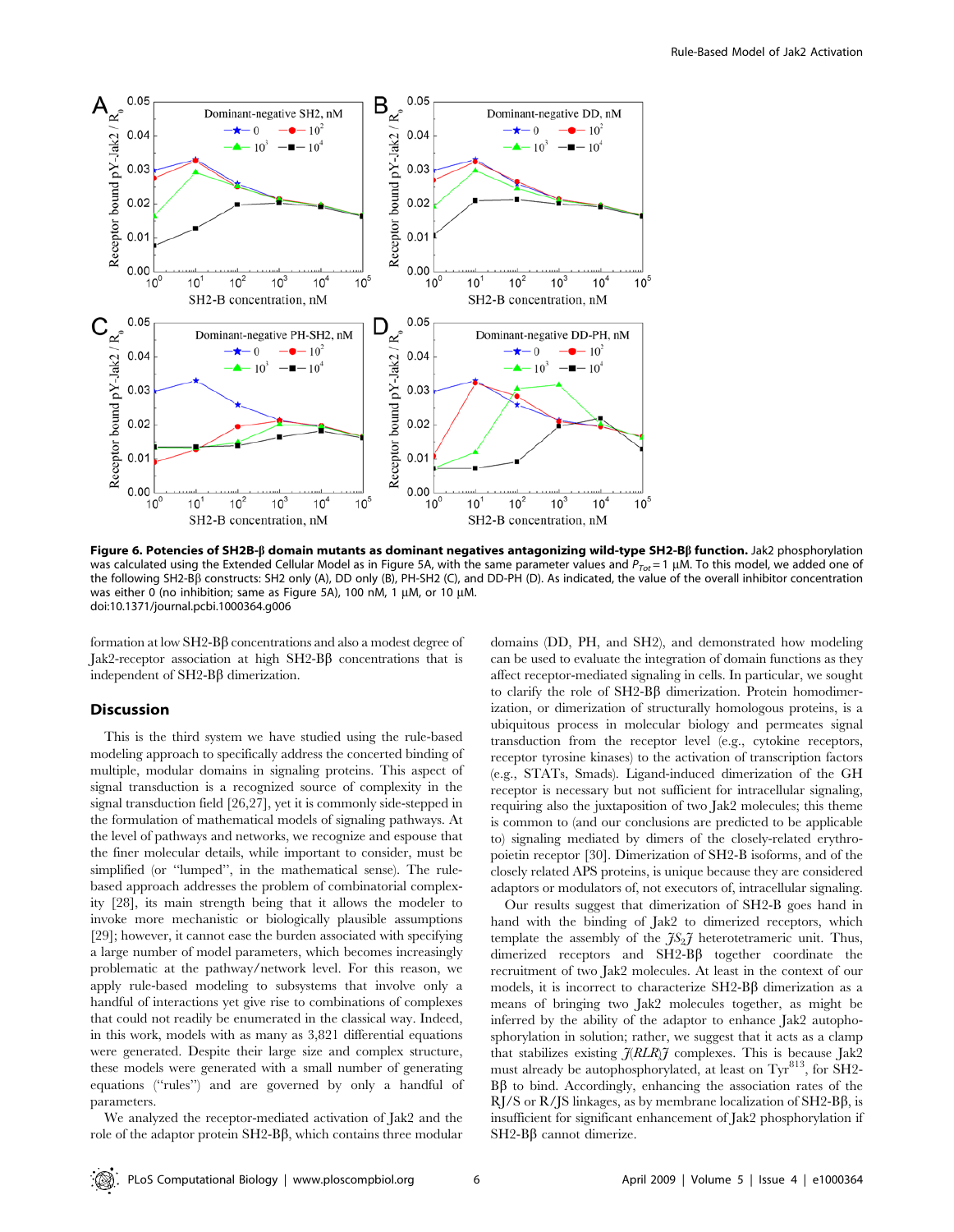A

Dominant-negative SH2, nM

0 · $10^2$ · $10^3$ · $10^4$

Receptor bound pY-Jak2 / $R_0$

SH2-B concentration, nM

B

Dominant-negative DD, nM

0 · $10^2$ · $10^3$ · $10^4$

Receptor bound pY-Jak2 / $R_0$

SH2-B concentration, nM

C

Dominant-negative PH-SH2, nM

0 · $10^2$ · $10^3$ · $10^4$

Receptor bound pY-Jak2 / $R_0$

SH2-B concentration, nM

D

Dominant-negative DD-PH, nM

0 · $10^2$ · $10^3$ · $10^4$

Receptor bound pY-Jak2 / $R_0$

SH2-B concentration, nM

**Figure 6. Potencies of SH2B-β domain mutants as dominant negatives antagonizing wild-type SH2-Bβ function.** Jak2 phosphorylation was calculated using the Extended Cellular Model as in Figure 5A, with the same parameter values and $P_{Tot} = 1$ µM. To this model, we added one of the following SH2-Bβ constructs: SH2 only (A), DD only (B), PH-SH2 (C), and DD-PH (D). As indicated, the value of the overall inhibitor concentration was either 0 (no inhibition; same as Figure 5A), 100 nM, 1 µM, or 10 µM.
doi:10.1371/journal.pcbi.1000364.g006

formation at low SH2-Bβ concentrations and also a modest degree of Jak2-receptor association at high SH2-Bβ concentrations that is independent of SH2-Bβ dimerization.

## Discussion

This is the third system we have studied using the rule-based modeling approach to specifically address the concerted binding of multiple, modular domains in signaling proteins. This aspect of signal transduction is a recognized source of complexity in the signal transduction field [26,27], yet it is commonly side-stepped in the formulation of mathematical models of signaling pathways. At the level of pathways and networks, we recognize and espouse that the finer molecular details, while important to consider, must be simplified (or "lumped", in the mathematical sense). The rule-based approach addresses the problem of combinatorial complexity [28], its main strength being that it allows the modeler to invoke more mechanistic or biologically plausible assumptions [29]; however, it cannot ease the burden associated with specifying a large number of model parameters, which becomes increasingly problematic at the pathway/network level. For this reason, we apply rule-based modeling to subsystems that involve only a handful of interactions yet give rise to combinations of complexes that could not readily be enumerated in the classical way. Indeed, in this work, models with as many as 3,821 differential equations were generated. Despite their large size and complex structure, these models were generated with a small number of generating equations ("rules") and are governed by only a handful of parameters.

We analyzed the receptor-mediated activation of Jak2 and the role of the adaptor protein SH2-Bβ, which contains three modular domains (DD, PH, and SH2), and demonstrated how modeling can be used to evaluate the integration of domain functions as they affect receptor-mediated signaling in cells. In particular, we sought to clarify the role of SH2-Bβ dimerization. Protein homodimerization, or dimerization of structurally homologous proteins, is a ubiquitous process in molecular biology and permeates signal transduction from the receptor level (e.g., cytokine receptors, receptor tyrosine kinases) to the activation of transcription factors (e.g., STATs, Smads). Ligand-induced dimerization of the GH receptor is necessary but not sufficient for intracellular signaling, requiring also the juxtaposition of two Jak2 molecules; this theme is common to (and our conclusions are predicted to be applicable to) signaling mediated by dimers of the closely-related erythropoietin receptor [30]. Dimerization of SH2-B isoforms, and of the closely related APS proteins, is unique because they are considered adaptors or modulators of, not executors of, intracellular signaling.

Our results suggest that dimerization of SH2-B goes hand in hand with the binding of Jak2 to dimerized receptors, which template the assembly of the *JS₂J* heterotetrameric unit. Thus, dimerized receptors and SH2-Bβ together coordinate the recruitment of two Jak2 molecules. At least in the context of our models, it is incorrect to characterize SH2-Bβ dimerization as a means of bringing two Jak2 molecules together, as might be inferred by the ability of the adaptor to enhance Jak2 autophosphorylation in solution; rather, we suggest that it acts as a clamp that stabilizes existing *J*(*RLR*)*J* complexes. This is because Jak2 must already be autophosphorylated, at least on $\text{Tyr}^{813}$, for SH2-Bβ to bind. Accordingly, enhancing the association rates of the RJ/S or R/JS linkages, as by membrane localization of SH2-Bβ, is insufficient for significant enhancement of Jak2 phosphorylation if SH2-Bβ cannot dimerize.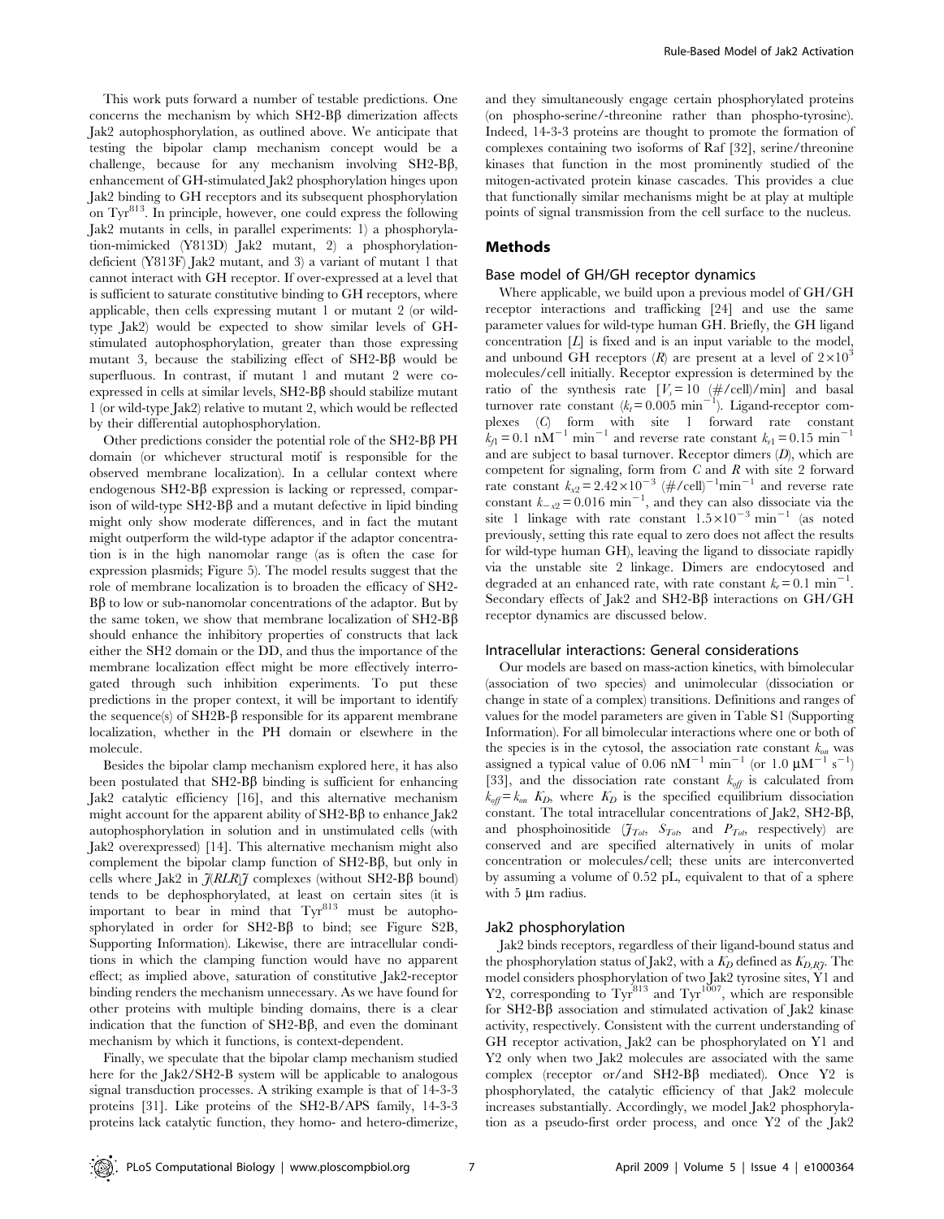This work puts forward a number of testable predictions. One concerns the mechanism by which SH2-Bβ dimerization affects Jak2 autophosphorylation, as outlined above. We anticipate that testing the bipolar clamp mechanism concept would be a challenge, because for any mechanism involving SH2-Bβ, enhancement of GH-stimulated Jak2 phosphorylation hinges upon Jak2 binding to GH receptors and its subsequent phosphorylation on $Tyr^{813}$. In principle, however, one could express the following Jak2 mutants in cells, in parallel experiments: 1) a phosphorylation-mimicked (Y813D) Jak2 mutant, 2) a phosphorylation-deficient (Y813F) Jak2 mutant, and 3) a variant of mutant 1 that cannot interact with GH receptor. If over-expressed at a level that is sufficient to saturate constitutive binding to GH receptors, where applicable, then cells expressing mutant 1 or mutant 2 (or wild-type Jak2) would be expected to show similar levels of GH-stimulated autophosphorylation, greater than those expressing mutant 3, because the stabilizing effect of SH2-Bβ would be superfluous. In contrast, if mutant 1 and mutant 2 were co-expressed in cells at similar levels, SH2-Bβ should stabilize mutant 1 (or wild-type Jak2) relative to mutant 2, which would be reflected by their differential autophosphorylation.

Other predictions consider the potential role of the SH2-Bβ PH domain (or whichever structural motif is responsible for the observed membrane localization). In a cellular context where endogenous SH2-Bβ expression is lacking or repressed, comparison of wild-type SH2-Bβ and a mutant defective in lipid binding might only show moderate differences, and in fact the mutant might outperform the wild-type adaptor if the adaptor concentration is in the high nanomolar range (as is often the case for expression plasmids; Figure 5). The model results suggest that the role of membrane localization is to broaden the efficacy of SH2-Bβ to low or sub-nanomolar concentrations of the adaptor. But by the same token, we show that membrane localization of SH2-Bβ should enhance the inhibitory properties of constructs that lack either the SH2 domain or the DD, and thus the importance of the membrane localization effect might be more effectively interrogated through such inhibition experiments. To put these predictions in the proper context, it will be important to identify the sequence(s) of SH2B-β responsible for its apparent membrane localization, whether in the PH domain or elsewhere in the molecule.

Besides the bipolar clamp mechanism explored here, it has also been postulated that SH2-Bβ binding is sufficient for enhancing Jak2 catalytic efficiency [16], and this alternative mechanism might account for the apparent ability of SH2-Bβ to enhance Jak2 autophosphorylation in solution and in unstimulated cells (with Jak2 overexpressed) [14]. This alternative mechanism might also complement the bipolar clamp function of SH2-Bβ, but only in cells where Jak2 in $\mathcal{J}(RLR)\mathcal{J}$ complexes (without SH2-Bβ bound) tends to be dephosphorylated, at least on certain sites (it is important to bear in mind that $Tyr^{813}$ must be autophosphorylated in order for SH2-Bβ to bind; see Figure S2B, Supporting Information). Likewise, there are intracellular conditions in which the clamping function would have no apparent effect; as implied above, saturation of constitutive Jak2-receptor binding renders the mechanism unnecessary. As we have found for other proteins with multiple binding domains, there is a clear indication that the function of SH2-Bβ, and even the dominant mechanism by which it functions, is context-dependent.

Finally, we speculate that the bipolar clamp mechanism studied here for the Jak2/SH2-B system will be applicable to analogous signal transduction processes. A striking example is that of 14-3-3 proteins [31]. Like proteins of the SH2-B/APS family, 14-3-3 proteins lack catalytic function, they homo- and hetero-dimerize, and they simultaneously engage certain phosphorylated proteins (on phospho-serine/-threonine rather than phospho-tyrosine). Indeed, 14-3-3 proteins are thought to promote the formation of complexes containing two isoforms of Raf [32], serine/threonine kinases that function in the most prominently studied of the mitogen-activated protein kinase cascades. This provides a clue that functionally similar mechanisms might be at play at multiple points of signal transmission from the cell surface to the nucleus.

## Methods

### Base model of GH/GH receptor dynamics

Where applicable, we build upon a previous model of GH/GH receptor interactions and trafficking [24] and use the same parameter values for wild-type human GH. Briefly, the GH ligand concentration $[L]$ is fixed and is an input variable to the model, and unbound GH receptors ($R$) are present at a level of $2\times10^3$ molecules/cell initially. Receptor expression is determined by the ratio of the synthesis rate [$V_s = 10$ (#/cell)/min] and basal turnover rate constant ($k_t = 0.005$ min$^{-1}$). Ligand-receptor complexes ($C$) form with site 1 forward rate constant $k_{f1} = 0.1$ nM$^{-1}$ min$^{-1}$ and reverse rate constant $k_{r1} = 0.15$ min$^{-1}$ and are subject to basal turnover. Receptor dimers ($D$), which are competent for signaling, form from $C$ and $R$ with site 2 forward rate constant $k_{x2} = 2.42\times10^{-3}$ (#/cell)$^{-1}$min$^{-1}$ and reverse rate constant $k_{-x2} = 0.016$ min$^{-1}$, and they can also dissociate via the site 1 linkage with rate constant $1.5\times10^{-3}$ min$^{-1}$ (as noted previously, setting this rate equal to zero does not affect the results for wild-type human GH), leaving the ligand to dissociate rapidly via the unstable site 2 linkage. Dimers are endocytosed and degraded at an enhanced rate, with rate constant $k_e = 0.1$ min$^{-1}$. Secondary effects of Jak2 and SH2-Bβ interactions on GH/GH receptor dynamics are discussed below.

### Intracellular interactions: General considerations

Our models are based on mass-action kinetics, with bimolecular (association of two species) and unimolecular (dissociation or change in state of a complex) transitions. Definitions and ranges of values for the model parameters are given in Table S1 (Supporting Information). For all bimolecular interactions where one or both of the species is in the cytosol, the association rate constant $k_{on}$ was assigned a typical value of 0.06 nM$^{-1}$ min$^{-1}$ (or 1.0 μM$^{-1}$ s$^{-1}$) [33], and the dissociation rate constant $k_{off}$ is calculated from $k_{off} = k_{on}\ K_D$, where $K_D$ is the specified equilibrium dissociation constant. The total intracellular concentrations of Jak2, SH2-Bβ, and phosphoinositide ($\mathcal{J}_{Tot}$, $S_{Tot}$, and $P_{Tot}$, respectively) are conserved and are specified alternatively in units of molar concentration or molecules/cell; these units are interconverted by assuming a volume of 0.52 pL, equivalent to that of a sphere with 5 μm radius.

### Jak2 phosphorylation

Jak2 binds receptors, regardless of their ligand-bound status and the phosphorylation status of Jak2, with a $K_D$ defined as $K_{D,R\mathcal{J}}$. The model considers phosphorylation of two Jak2 tyrosine sites, Y1 and Y2, corresponding to $Tyr^{813}$ and $Tyr^{1007}$, which are responsible for SH2-Bβ association and stimulated activation of Jak2 kinase activity, respectively. Consistent with the current understanding of GH receptor activation, Jak2 can be phosphorylated on Y1 and Y2 only when two Jak2 molecules are associated with the same complex (receptor or/and SH2-Bβ mediated). Once Y2 is phosphorylated, the catalytic efficiency of that Jak2 molecule increases substantially. Accordingly, we model Jak2 phosphorylation as a pseudo-first order process, and once Y2 of the Jak2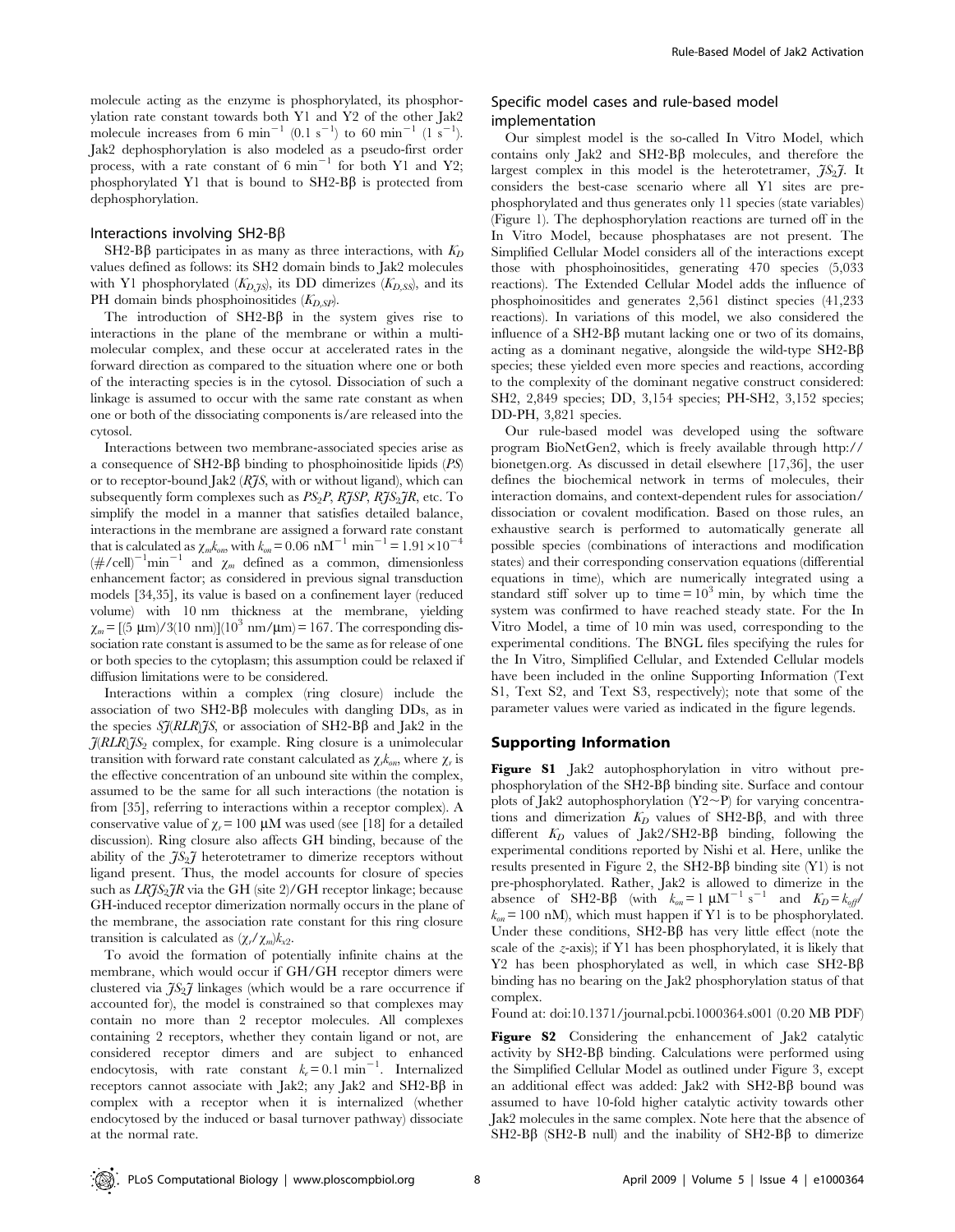molecule acting as the enzyme is phosphorylated, its phosphorylation rate constant towards both Y1 and Y2 of the other Jak2 molecule increases from 6 $\text{min}^{-1}$ (0.1 $\text{s}^{-1}$) to 60 $\text{min}^{-1}$ (1 $\text{s}^{-1}$). Jak2 dephosphorylation is also modeled as a pseudo-first order process, with a rate constant of 6 $\text{min}^{-1}$ for both Y1 and Y2; phosphorylated Y1 that is bound to SH2-Bβ is protected from dephosphorylation.

### Interactions involving SH2-Bβ

SH2-Bβ participates in as many as three interactions, with $K_D$ values defined as follows: its SH2 domain binds to Jak2 molecules with Y1 phosphorylated ($K_{D,JS}$), its DD dimerizes ($K_{D,SS}$), and its PH domain binds phosphoinositides ($K_{D,SP}$).

The introduction of SH2-Bβ in the system gives rise to interactions in the plane of the membrane or within a multimolecular complex, and these occur at accelerated rates in the forward direction as compared to the situation where one or both of the interacting species is in the cytosol. Dissociation of such a linkage is assumed to occur with the same rate constant as when one or both of the dissociating components is/are released into the cytosol.

Interactions between two membrane-associated species arise as a consequence of SH2-Bβ binding to phosphoinositide lipids (*PS*) or to receptor-bound Jak2 (*RJS*, with or without ligand), which can subsequently form complexes such as $PS_2P$, *RJSP*, $RJS_2JR$, etc. To simplify the model in a manner that satisfies detailed balance, interactions in the membrane are assigned a forward rate constant that is calculated as $\chi_m k_{on}$, with $k_{on} = 0.06\ \text{nM}^{-1}\ \text{min}^{-1} = 1.91\times10^{-4}$ $(\#/\text{cell})^{-1}\text{min}^{-1}$ and $\chi_m$ defined as a common, dimensionless enhancement factor; as considered in previous signal transduction models [34,35], its value is based on a confinement layer (reduced volume) with 10 nm thickness at the membrane, yielding $\chi_m = [(5\ \mu\text{m})/3(10\ \text{nm})](10^3\ \text{nm}/\mu\text{m}) = 167$. The corresponding dissociation rate constant is assumed to be the same as for release of one or both species to the cytoplasm; this assumption could be relaxed if diffusion limitations were to be considered.

Interactions within a complex (ring closure) include the association of two SH2-Bβ molecules with dangling DDs, as in the species *SJ*(*RLR*)*JS*, or association of SH2-Bβ and Jak2 in the $J(RLR)JS_2$ complex, for example. Ring closure is a unimolecular transition with forward rate constant calculated as $\chi_r k_{on}$, where $\chi_r$ is the effective concentration of an unbound site within the complex, assumed to be the same for all such interactions (the notation is from [35], referring to interactions within a receptor complex). A conservative value of $\chi_r = 100\ \mu\text{M}$ was used (see [18] for a detailed discussion). Ring closure also affects GH binding, because of the ability of the $JS_2J$ heterotetramer to dimerize receptors without ligand present. Thus, the model accounts for closure of species such as $LRJS_2JR$ via the GH (site 2)/GH receptor linkage; because GH-induced receptor dimerization normally occurs in the plane of the membrane, the association rate constant for this ring closure transition is calculated as $(\chi_r/\chi_m)k_{x2}$.

To avoid the formation of potentially infinite chains at the membrane, which would occur if GH/GH receptor dimers were clustered via $JS_2J$ linkages (which would be a rare occurrence if accounted for), the model is constrained so that complexes may contain no more than 2 receptor molecules. All complexes containing 2 receptors, whether they contain ligand or not, are considered receptor dimers and are subject to enhanced endocytosis, with rate constant $k_e = 0.1\ \text{min}^{-1}$. Internalized receptors cannot associate with Jak2; any Jak2 and SH2-Bβ in complex with a receptor when it is internalized (whether endocytosed by the induced or basal turnover pathway) dissociate at the normal rate.

### Specific model cases and rule-based model implementation

Our simplest model is the so-called In Vitro Model, which contains only Jak2 and SH2-Bβ molecules, and therefore the largest complex in this model is the heterotetramer, $JS_2J$. It considers the best-case scenario where all Y1 sites are pre-phosphorylated and thus generates only 11 species (state variables) (Figure 1). The dephosphorylation reactions are turned off in the In Vitro Model, because phosphatases are not present. The Simplified Cellular Model considers all of the interactions except those with phosphoinositides, generating 470 species (5,033 reactions). The Extended Cellular Model adds the influence of phosphoinositides and generates 2,561 distinct species (41,233 reactions). In variations of this model, we also considered the influence of a SH2-Bβ mutant lacking one or two of its domains, acting as a dominant negative, alongside the wild-type SH2-Bβ species; these yielded even more species and reactions, according to the complexity of the dominant negative construct considered: SH2, 2,849 species; DD, 3,154 species; PH-SH2, 3,152 species; DD-PH, 3,821 species.

Our rule-based model was developed using the software program BioNetGen2, which is freely available through http://bionetgen.org. As discussed in detail elsewhere [17,36], the user defines the biochemical network in terms of molecules, their interaction domains, and context-dependent rules for association/dissociation or covalent modification. Based on those rules, an exhaustive search is performed to automatically generate all possible species (combinations of interactions and modification states) and their corresponding conservation equations (differential equations in time), which are numerically integrated using a standard stiff solver up to time $= 10^3$ min, by which time the system was confirmed to have reached steady state. For the In Vitro Model, a time of 10 min was used, corresponding to the experimental conditions. The BNGL files specifying the rules for the In Vitro, Simplified Cellular, and Extended Cellular models have been included in the online Supporting Information (Text S1, Text S2, and Text S3, respectively); note that some of the parameter values were varied as indicated in the figure legends.

## Supporting Information

**Figure S1** Jak2 autophosphorylation in vitro without prephosphorylation of the SH2-Bβ binding site. Surface and contour plots of Jak2 autophosphorylation (Y2~P) for varying concentrations and dimerization $K_D$ values of SH2-Bβ, and with three different $K_D$ values of Jak2/SH2-Bβ binding, following the experimental conditions reported by Nishi et al. Here, unlike the results presented in Figure 2, the SH2-Bβ binding site (Y1) is not pre-phosphorylated. Rather, Jak2 is allowed to dimerize in the absence of SH2-Bβ (with $k_{on} = 1\ \mu\text{M}^{-1}\ \text{s}^{-1}$ and $K_D = k_{off}/k_{on} = 100$ nM), which must happen if Y1 is to be phosphorylated. Under these conditions, SH2-Bβ has very little effect (note the scale of the *z*-axis); if Y1 has been phosphorylated, it is likely that Y2 has been phosphorylated as well, in which case SH2-Bβ binding has no bearing on the Jak2 phosphorylation status of that complex.

Found at: doi:10.1371/journal.pcbi.1000364.s001 (0.20 MB PDF)

**Figure S2** Considering the enhancement of Jak2 catalytic activity by SH2-Bβ binding. Calculations were performed using the Simplified Cellular Model as outlined under Figure 3, except an additional effect was added: Jak2 with SH2-Bβ bound was assumed to have 10-fold higher catalytic activity towards other Jak2 molecules in the same complex. Note here that the absence of SH2-Bβ (SH2-B null) and the inability of SH2-Bβ to dimerize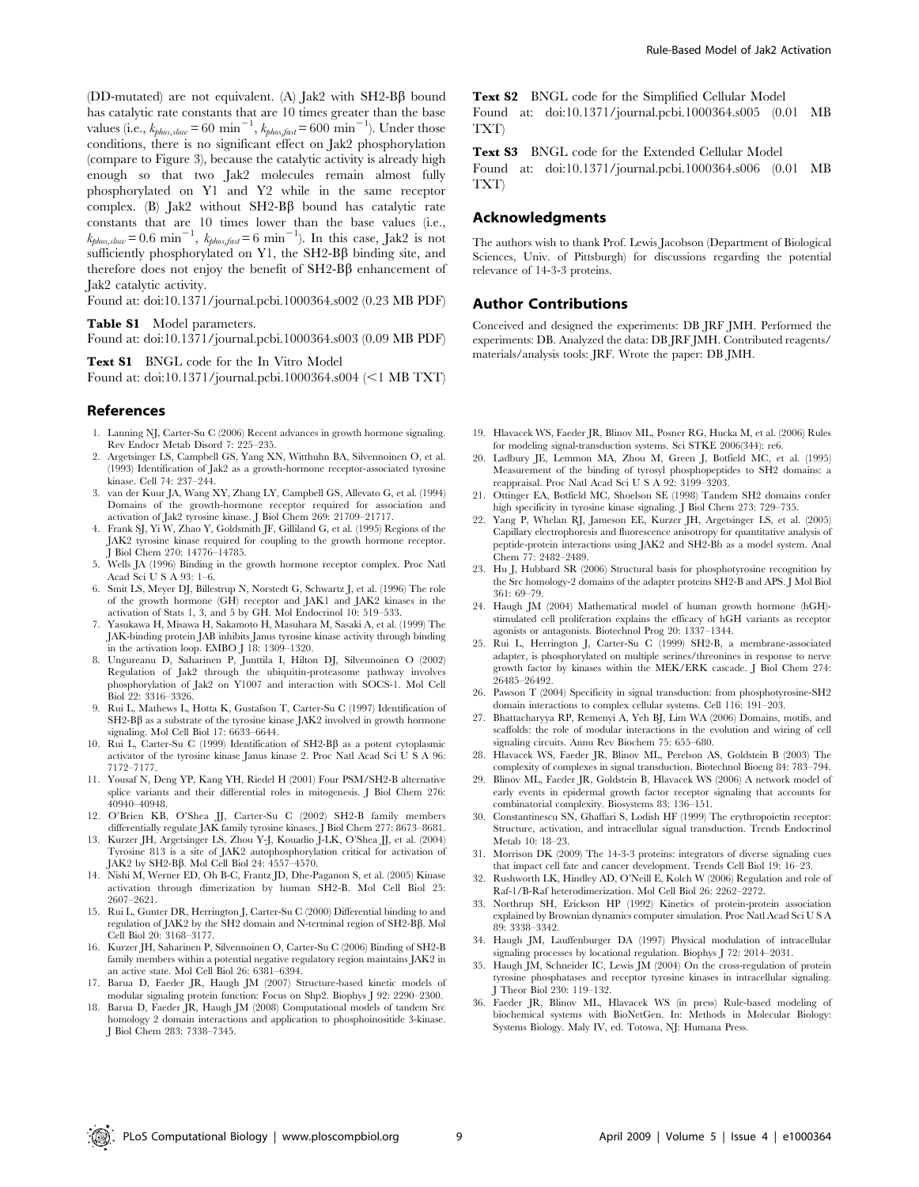(DD-mutated) are not equivalent. (A) Jak2 with SH2-Bβ bound has catalytic rate constants that are 10 times greater than the base values (i.e., $k_{phos,slow} = 60\ \text{min}^{-1}$, $k_{phos,fast} = 600\ \text{min}^{-1}$). Under those conditions, there is no significant effect on Jak2 phosphorylation (compare to Figure 3), because the catalytic activity is already high enough so that two Jak2 molecules remain almost fully phosphorylated on Y1 and Y2 while in the same receptor complex. (B) Jak2 without SH2-Bβ bound has catalytic rate constants that are 10 times lower than the base values (i.e., $k_{phos,slow} = 0.6\ \text{min}^{-1}$, $k_{phos,fast} = 6\ \text{min}^{-1}$). In this case, Jak2 is not sufficiently phosphorylated on Y1, the SH2-Bβ binding site, and therefore does not enjoy the benefit of SH2-Bβ enhancement of Jak2 catalytic activity.
Found at: doi:10.1371/journal.pcbi.1000364.s002 (0.23 MB PDF)

**Table S1** Model parameters.
Found at: doi:10.1371/journal.pcbi.1000364.s003 (0.09 MB PDF)

**Text S1** BNGL code for the In Vitro Model
Found at: doi:10.1371/journal.pcbi.1000364.s004 (<1 MB TXT)

**Text S2** BNGL code for the Simplified Cellular Model
Found at: doi:10.1371/journal.pcbi.1000364.s005 (0.01 MB TXT)

**Text S3** BNGL code for the Extended Cellular Model
Found at: doi:10.1371/journal.pcbi.1000364.s006 (0.01 MB TXT)

## Acknowledgments

The authors wish to thank Prof. Lewis Jacobson (Department of Biological Sciences, Univ. of Pittsburgh) for discussions regarding the potential relevance of 14-3-3 proteins.

## Author Contributions

Conceived and designed the experiments: DB JRF JMH. Performed the experiments: DB. Analyzed the data: DB JRF JMH. Contributed reagents/materials/analysis tools: JRF. Wrote the paper: DB JMH.

## References

1. Lanning NJ, Carter-Su C (2006) Recent advances in growth hormone signaling. Rev Endocr Metab Disord 7: 225–235.
2. Argetsinger LS, Campbell GS, Yang XN, Witthuhn BA, Silvennoinen O, et al. (1993) Identification of Jak2 as a growth-hormone receptor-associated tyrosine kinase. Cell 74: 237–244.
3. van der Kuur JA, Wang XY, Zhang LY, Campbell GS, Allevato G, et al. (1994) Domains of the growth-hormone receptor required for association and activation of Jak2 tyrosine kinase. J Biol Chem 269: 21709–21717.
4. Frank SJ, Yi W, Zhao Y, Goldsmith JF, Gilliland G, et al. (1995) Regions of the JAK2 tyrosine kinase required for coupling to the growth hormone receptor. J Biol Chem 270: 14776–14785.
5. Wells JA (1996) Binding in the growth hormone receptor complex. Proc Natl Acad Sci U S A 93: 1–6.
6. Smit LS, Meyer DJ, Billestrup N, Norstedt G, Schwartz J, et al. (1996) The role of the growth hormone (GH) receptor and JAK1 and JAK2 kinases in the activation of Stats 1, 3, and 5 by GH. Mol Endocrinol 10: 519–533.
7. Yasukawa H, Misawa H, Sakamoto H, Masuhara M, Sasaki A, et al. (1999) The JAK-binding protein JAB inhibits Janus tyrosine kinase activity through binding in the activation loop. EMBO J 18: 1309–1320.
8. Ungureanu D, Saharinen P, Junttila I, Hilton DJ, Silvennoinen O (2002) Regulation of Jak2 through the ubiquitin-proteasome pathway involves phosphorylation of Jak2 on Y1007 and interaction with SOCS-1. Mol Cell Biol 22: 3316–3326.
9. Rui L, Mathews L, Hotta K, Gustafson T, Carter-Su C (1997) Identification of SH2-Bβ as a substrate of the tyrosine kinase JAK2 involved in growth hormone signaling. Mol Cell Biol 17: 6633–6644.
10. Rui L, Carter-Su C (1999) Identification of SH2-Bβ as a potent cytoplasmic activator of the tyrosine kinase Janus kinase 2. Proc Natl Acad Sci U S A 96: 7172–7177.
11. Yousaf N, Deng YP, Kang YH, Riedel H (2001) Four PSM/SH2-B alternative splice variants and their differential roles in mitogenesis. J Biol Chem 276: 40940–40948.
12. O'Brien KB, O'Shea JJ, Carter-Su C (2002) SH2-B family members differentially regulate JAK family tyrosine kinases. J Biol Chem 277: 8673–8681.
13. Kurzer JH, Argetsinger LS, Zhou Y-J, Kouadio J-LK, O'Shea JJ, et al. (2004) Tyrosine 813 is a site of JAK2 autophosphorylation critical for activation of JAK2 by SH2-Bβ. Mol Cell Biol 24: 4557–4570.
14. Nishi M, Werner ED, Oh B-C, Frantz JD, Dhe-Paganon S, et al. (2005) Kinase activation through dimerization by human SH2-B. Mol Cell Biol 25: 2607–2621.
15. Rui L, Gunter DR, Herrington J, Carter-Su C (2000) Differential binding to and regulation of JAK2 by the SH2 domain and N-terminal region of SH2-Bβ. Mol Cell Biol 20: 3168–3177.
16. Kurzer JH, Saharinen P, Silvennoinen O, Carter-Su C (2006) Binding of SH2-B family members within a potential negative regulatory region maintains JAK2 in an active state. Mol Cell Biol 26: 6381–6394.
17. Barua D, Faeder JR, Haugh JM (2007) Structure-based kinetic models of modular signaling protein function: Focus on Shp2. Biophys J 92: 2290–2300.
18. Barua D, Faeder JR, Haugh JM (2008) Computational models of tandem Src homology 2 domain interactions and application to phosphoinositide 3-kinase. J Biol Chem 283: 7338–7345.
19. Hlavacek WS, Faeder JR, Blinov ML, Posner RG, Hucka M, et al. (2006) Rules for modeling signal-transduction systems. Sci STKE 2006(344): re6.
20. Ladbury JE, Lemmon MA, Zhou M, Green J, Botfield MC, et al. (1995) Measurement of the binding of tyrosyl phosphopeptides to SH2 domains: a reappraisal. Proc Natl Acad Sci U S A 92: 3199–3203.
21. Ottinger EA, Botfield MC, Shoelson SE (1998) Tandem SH2 domains confer high specificity in tyrosine kinase signaling. J Biol Chem 273: 729–735.
22. Yang P, Whelan RJ, Jameson EE, Kurzer JH, Argetsinger LS, et al. (2005) Capillary electrophoresis and fluorescence anisotropy for quantitative analysis of peptide-protein interactions using JAK2 and SH2-Bb as a model system. Anal Chem 77: 2482–2489.
23. Hu J, Hubbard SR (2006) Structural basis for phosphotyrosine recognition by the Src homology-2 domains of the adapter proteins SH2-B and APS. J Mol Biol 361: 69–79.
24. Haugh JM (2004) Mathematical model of human growth hormone (hGH)-stimulated cell proliferation explains the efficacy of hGH variants as receptor agonists or antagonists. Biotechnol Prog 20: 1337–1344.
25. Rui L, Herrington J, Carter-Su C (1999) SH2-B, a membrane-associated adapter, is phosphorylated on multiple serines/threonines in response to nerve growth factor by kinases within the MEK/ERK cascade. J Biol Chem 274: 26485–26492.
26. Pawson T (2004) Specificity in signal transduction: from phosphotyrosine-SH2 domain interactions to complex cellular systems. Cell 116: 191–203.
27. Bhattacharyya RP, Remenyi A, Yeh BJ, Lim WA (2006) Domains, motifs, and scaffolds: the role of modular interactions in the evolution and wiring of cell signaling circuits. Annu Rev Biochem 75: 655–680.
28. Hlavacek WS, Faeder JR, Blinov ML, Perelson AS, Goldstein B (2003) The complexity of complexes in signal transduction. Biotechnol Bioeng 84: 783–794.
29. Blinov ML, Faeder JR, Goldstein B, Hlavacek WS (2006) A network model of early events in epidermal growth factor receptor signaling that accounts for combinatorial complexity. Biosystems 83: 136–151.
30. Constantinescu SN, Ghaffari S, Lodish HF (1999) The erythropoietin receptor: Structure, activation, and intracellular signal transduction. Trends Endocrinol Metab 10: 18–23.
31. Morrison DK (2009) The 14-3-3 proteins: integrators of diverse signaling cues that impact cell fate and cancer development. Trends Cell Biol 19: 16–23.
32. Rushworth LK, Hindley AD, O'Neill E, Kolch W (2006) Regulation and role of Raf-1/B-Raf heterodimerization. Mol Cell Biol 26: 2262–2272.
33. Northrup SH, Erickson HP (1992) Kinetics of protein-protein association explained by Brownian dynamics computer simulation. Proc Natl Acad Sci U S A 89: 3338–3342.
34. Haugh JM, Lauffenburger DA (1997) Physical modulation of intracellular signaling processes by locational regulation. Biophys J 72: 2014–2031.
35. Haugh JM, Schneider IC, Lewis JM (2004) On the cross-regulation of protein tyrosine phosphatases and receptor tyrosine kinases in intracellular signaling. J Theor Biol 230: 119–132.
36. Faeder JR, Blinov ML, Hlavacek WS (in press) Rule-based modeling of biochemical systems with BioNetGen. In: Methods in Molecular Biology: Systems Biology. Maly IV, ed. Totowa, NJ: Humana Press.